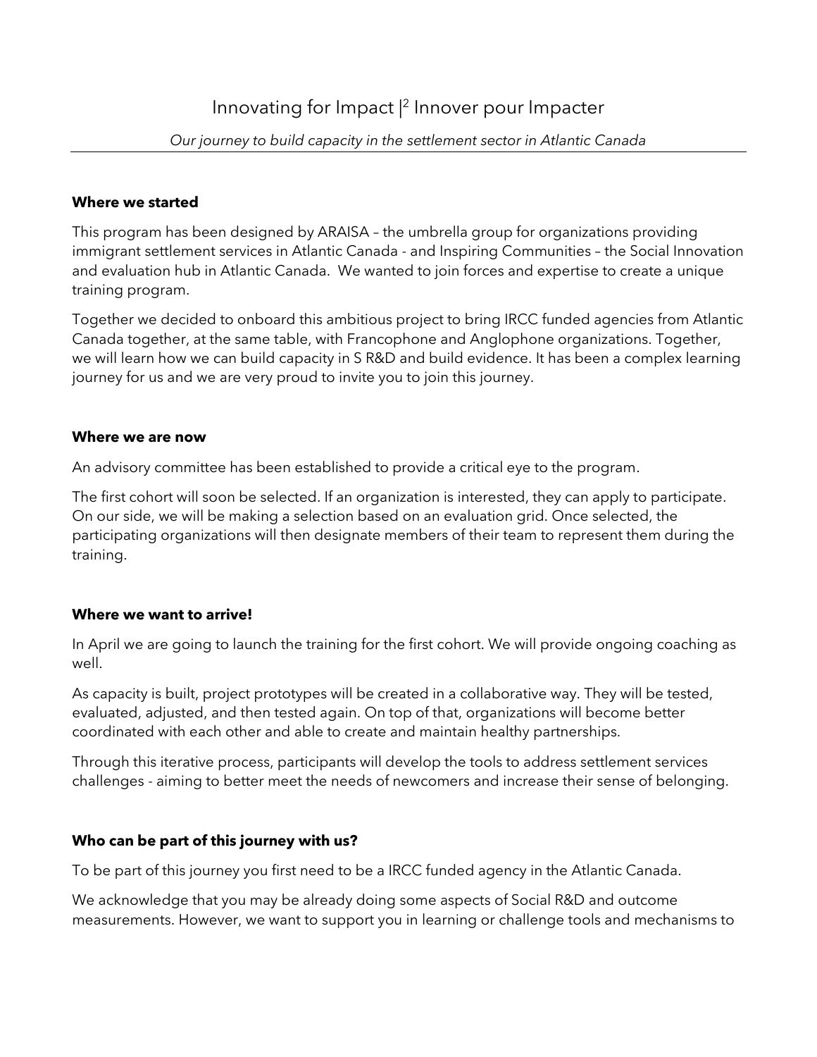# Innovating for Impact |[2] Innover pour Impacter

*Our journey to build capacity in the settlement sector in Atlantic Canada*

**Where we started**

This program has been designed by ARAISA – the umbrella group for organizations providing immigrant settlement services in Atlantic Canada - and Inspiring Communities – the Social Innovation and evaluation hub in Atlantic Canada. We wanted to join forces and expertise to create a unique training program.

Together we decided to onboard this ambitious project to bring IRCC funded agencies from Atlantic Canada together, at the same table, with Francophone and Anglophone organizations. Together, we will learn how we can build capacity in S R&D and build evidence. It has been a complex learning journey for us and we are very proud to invite you to join this journey.

**Where we are now**

An advisory committee has been established to provide a critical eye to the program.

The first cohort will soon be selected. If an organization is interested, they can apply to participate. On our side, we will be making a selection based on an evaluation grid. Once selected, the participating organizations will then designate members of their team to represent them during the training.

**Where we want to arrive!**

In April we are going to launch the training for the first cohort. We will provide ongoing coaching as well.

As capacity is built, project prototypes will be created in a collaborative way. They will be tested, evaluated, adjusted, and then tested again. On top of that, organizations will become better coordinated with each other and able to create and maintain healthy partnerships.

Through this iterative process, participants will develop the tools to address settlement services challenges - aiming to better meet the needs of newcomers and increase their sense of belonging.

**Who can be part of this journey with us?**

To be part of this journey you first need to be a IRCC funded agency in the Atlantic Canada.

We acknowledge that you may be already doing some aspects of Social R&D and outcome measurements. However, we want to support you in learning or challenge tools and mechanisms to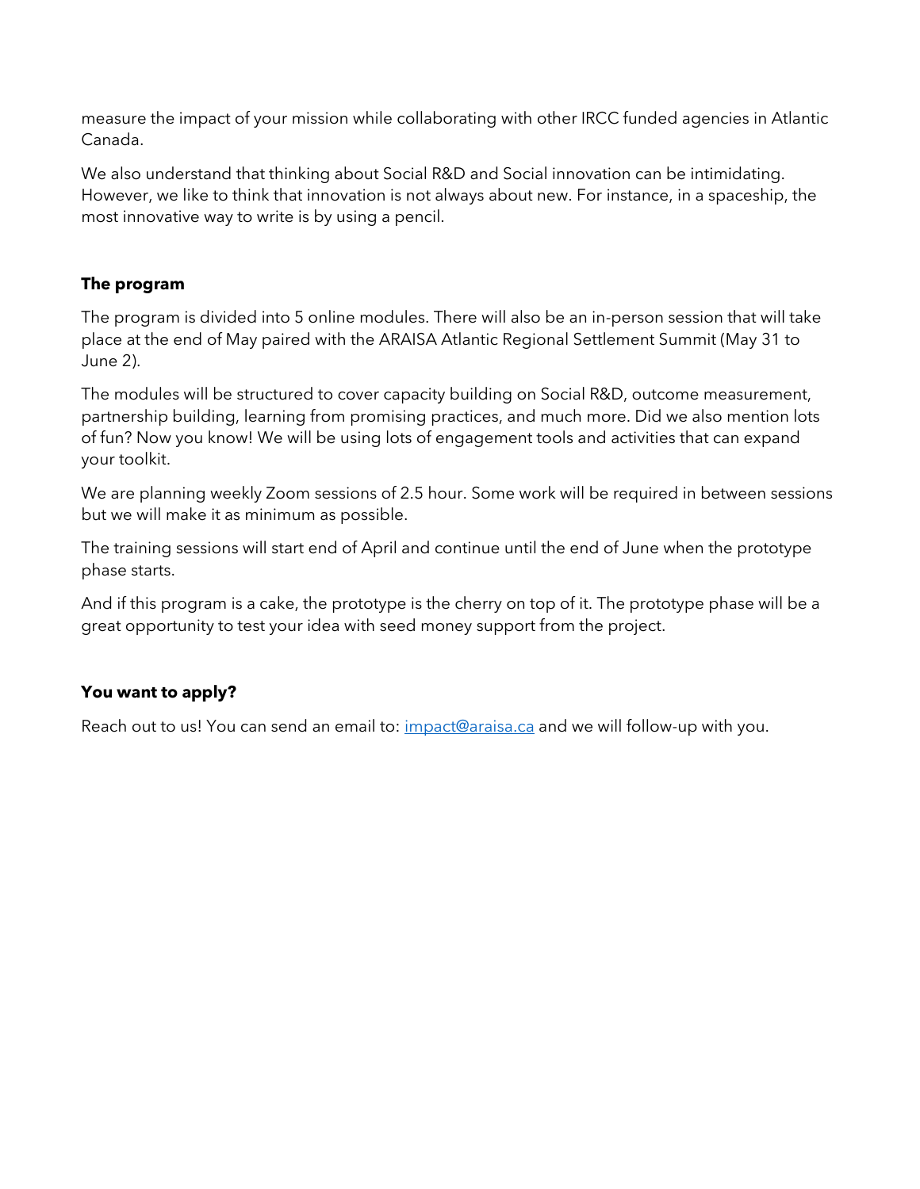measure the impact of your mission while collaborating with other IRCC funded agencies in Atlantic Canada.

We also understand that thinking about Social R&D and Social innovation can be intimidating. However, we like to think that innovation is not always about new. For instance, in a spaceship, the most innovative way to write is by using a pencil.

**The program**

The program is divided into 5 online modules. There will also be an in-person session that will take place at the end of May paired with the ARAISA Atlantic Regional Settlement Summit (May 31 to June 2).

The modules will be structured to cover capacity building on Social R&D, outcome measurement, partnership building, learning from promising practices, and much more. Did we also mention lots of fun? Now you know! We will be using lots of engagement tools and activities that can expand your toolkit.

We are planning weekly Zoom sessions of 2.5 hour. Some work will be required in between sessions but we will make it as minimum as possible.

The training sessions will start end of April and continue until the end of June when the prototype phase starts.

And if this program is a cake, the prototype is the cherry on top of it. The prototype phase will be a great opportunity to test your idea with seed money support from the project.

**You want to apply?**

Reach out to us! You can send an email to: [impact@araisa.ca](mailto:impact@araisa.ca) and we will follow-up with you.